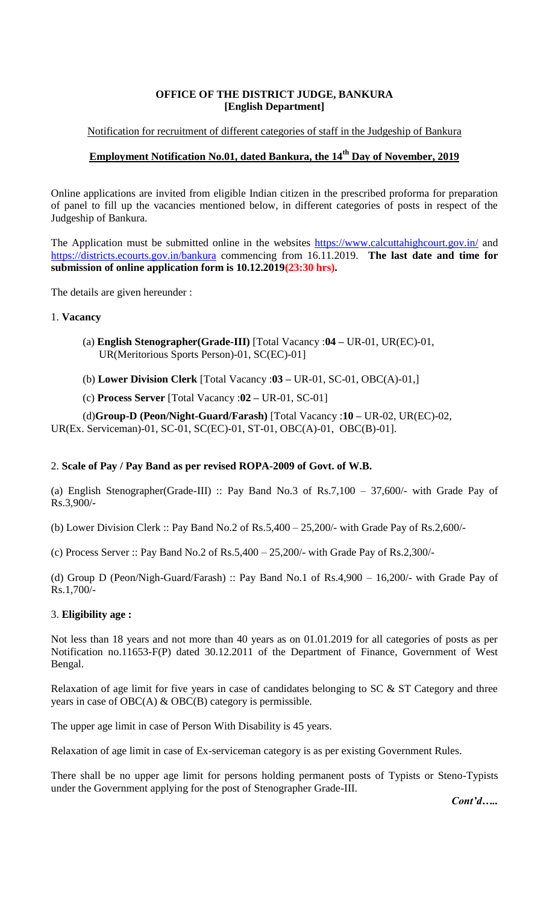**OFFICE OF THE DISTRICT JUDGE, BANKURA**
**[English Department]**

Notification for recruitment of different categories of staff in the Judgeship of Bankura

## Employment Notification No.01, dated Bankura, the 14th Day of November, 2019

Online applications are invited from eligible Indian citizen in the prescribed proforma for preparation of panel to fill up the vacancies mentioned below, in different categories of posts in respect of the Judgeship of Bankura.

The Application must be submitted online in the websites https://www.calcuttahighcourt.gov.in/ and https://districts.ecourts.gov.in/bankura commencing from 16.11.2019. **The last date and time for submission of online application form is 10.12.2019(23:30 hrs).**

The details are given hereunder :

1. **Vacancy**

   (a) **English Stenographer(Grade-III)** [Total Vacancy :**04 –** UR-01, UR(EC)-01, UR(Meritorious Sports Person)-01, SC(EC)-01]

   (b) **Lower Division Clerk** [Total Vacancy :**03 –** UR-01, SC-01, OBC(A)-01,]

   (c) **Process Server** [Total Vacancy :**02 –** UR-01, SC-01]

   (d)**Group-D (Peon/Night-Guard/Farash)** [Total Vacancy :**10 –** UR-02, UR(EC)-02, UR(Ex. Serviceman)-01, SC-01, SC(EC)-01, ST-01, OBC(A)-01, OBC(B)-01].

2. **Scale of Pay / Pay Band as per revised ROPA-2009 of Govt. of W.B.**

(a) English Stenographer(Grade-III) :: Pay Band No.3 of Rs.7,100 – 37,600/- with Grade Pay of Rs.3,900/-

(b) Lower Division Clerk :: Pay Band No.2 of Rs.5,400 – 25,200/- with Grade Pay of Rs.2,600/-

(c) Process Server :: Pay Band No.2 of Rs.5,400 – 25,200/- with Grade Pay of Rs.2,300/-

(d) Group D (Peon/Nigh-Guard/Farash) :: Pay Band No.1 of Rs.4,900 – 16,200/- with Grade Pay of Rs.1,700/-

3. **Eligibility age :**

Not less than 18 years and not more than 40 years as on 01.01.2019 for all categories of posts as per Notification no.11653-F(P) dated 30.12.2011 of the Department of Finance, Government of West Bengal.

Relaxation of age limit for five years in case of candidates belonging to SC & ST Category and three years in case of OBC(A) & OBC(B) category is permissible.

The upper age limit in case of Person With Disability is 45 years.

Relaxation of age limit in case of Ex-serviceman category is as per existing Government Rules.

There shall be no upper age limit for persons holding permanent posts of Typists or Steno-Typists under the Government applying for the post of Stenographer Grade-III.

*Cont'd…..*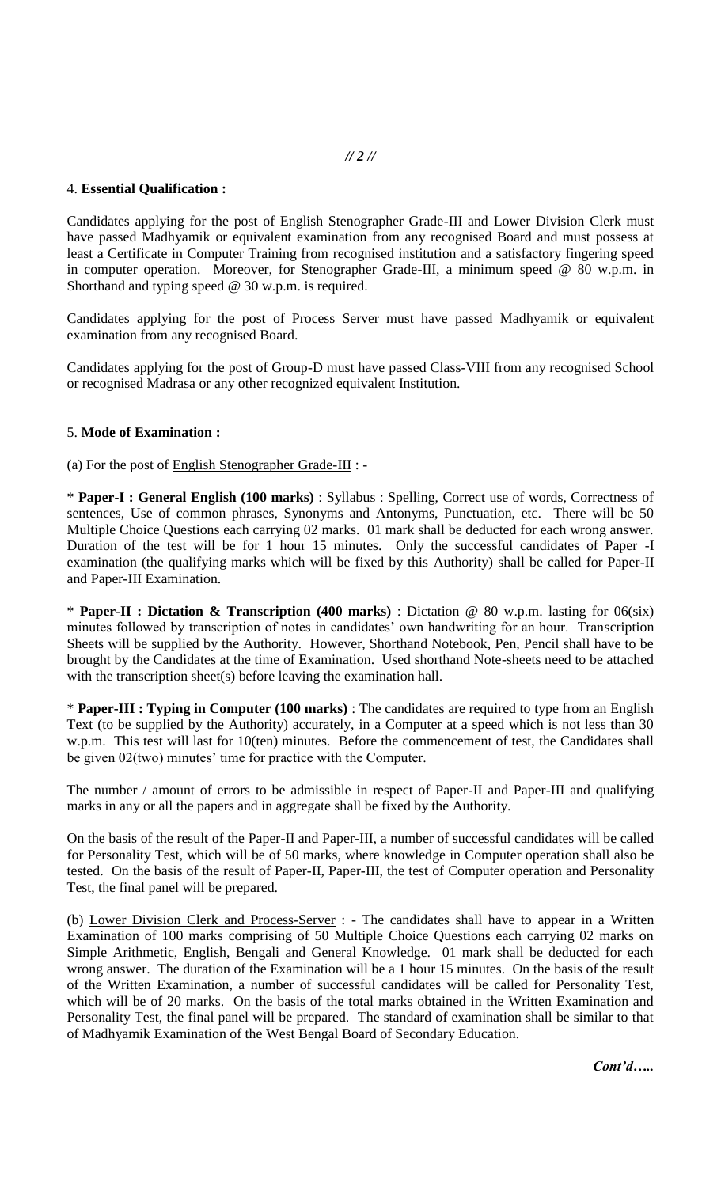4. **Essential Qualification :**

Candidates applying for the post of English Stenographer Grade-III and Lower Division Clerk must have passed Madhyamik or equivalent examination from any recognised Board and must possess at least a Certificate in Computer Training from recognised institution and a satisfactory fingering speed in computer operation. Moreover, for Stenographer Grade-III, a minimum speed @ 80 w.p.m. in Shorthand and typing speed @ 30 w.p.m. is required.

Candidates applying for the post of Process Server must have passed Madhyamik or equivalent examination from any recognised Board.

Candidates applying for the post of Group-D must have passed Class-VIII from any recognised School or recognised Madrasa or any other recognized equivalent Institution.

5. **Mode of Examination :**

(a) For the post of <u>English Stenographer Grade-III</u> : -

* **Paper-I : General English (100 marks)** : Syllabus : Spelling, Correct use of words, Correctness of sentences, Use of common phrases, Synonyms and Antonyms, Punctuation, etc. There will be 50 Multiple Choice Questions each carrying 02 marks. 01 mark shall be deducted for each wrong answer. Duration of the test will be for 1 hour 15 minutes. Only the successful candidates of Paper -I examination (the qualifying marks which will be fixed by this Authority) shall be called for Paper-II and Paper-III Examination.

* **Paper-II : Dictation & Transcription (400 marks)** : Dictation @ 80 w.p.m. lasting for 06(six) minutes followed by transcription of notes in candidates' own handwriting for an hour. Transcription Sheets will be supplied by the Authority. However, Shorthand Notebook, Pen, Pencil shall have to be brought by the Candidates at the time of Examination. Used shorthand Note-sheets need to be attached with the transcription sheet(s) before leaving the examination hall.

* **Paper-III : Typing in Computer (100 marks)** : The candidates are required to type from an English Text (to be supplied by the Authority) accurately, in a Computer at a speed which is not less than 30 w.p.m. This test will last for 10(ten) minutes. Before the commencement of test, the Candidates shall be given 02(two) minutes' time for practice with the Computer.

The number / amount of errors to be admissible in respect of Paper-II and Paper-III and qualifying marks in any or all the papers and in aggregate shall be fixed by the Authority.

On the basis of the result of the Paper-II and Paper-III, a number of successful candidates will be called for Personality Test, which will be of 50 marks, where knowledge in Computer operation shall also be tested. On the basis of the result of Paper-II, Paper-III, the test of Computer operation and Personality Test, the final panel will be prepared.

(b) <u>Lower Division Clerk and Process-Server</u> : - The candidates shall have to appear in a Written Examination of 100 marks comprising of 50 Multiple Choice Questions each carrying 02 marks on Simple Arithmetic, English, Bengali and General Knowledge. 01 mark shall be deducted for each wrong answer. The duration of the Examination will be a 1 hour 15 minutes. On the basis of the result of the Written Examination, a number of successful candidates will be called for Personality Test, which will be of 20 marks. On the basis of the total marks obtained in the Written Examination and Personality Test, the final panel will be prepared. The standard of examination shall be similar to that of Madhyamik Examination of the West Bengal Board of Secondary Education.

***Cont'd…..***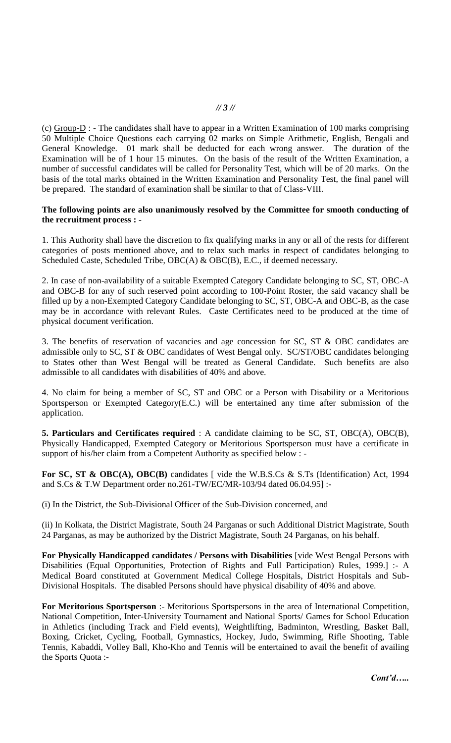(c) <u>Group-D</u> : - The candidates shall have to appear in a Written Examination of 100 marks comprising 50 Multiple Choice Questions each carrying 02 marks on Simple Arithmetic, English, Bengali and General Knowledge. 01 mark shall be deducted for each wrong answer. The duration of the Examination will be of 1 hour 15 minutes. On the basis of the result of the Written Examination, a number of successful candidates will be called for Personality Test, which will be of 20 marks. On the basis of the total marks obtained in the Written Examination and Personality Test, the final panel will be prepared. The standard of examination shall be similar to that of Class-VIII.

**The following points are also unanimously resolved by the Committee for smooth conducting of the recruitment process : -**

1. This Authority shall have the discretion to fix qualifying marks in any or all of the rests for different categories of posts mentioned above, and to relax such marks in respect of candidates belonging to Scheduled Caste, Scheduled Tribe, OBC(A) & OBC(B), E.C., if deemed necessary.

2. In case of non-availability of a suitable Exempted Category Candidate belonging to SC, ST, OBC-A and OBC-B for any of such reserved point according to 100-Point Roster, the said vacancy shall be filled up by a non-Exempted Category Candidate belonging to SC, ST, OBC-A and OBC-B, as the case may be in accordance with relevant Rules. Caste Certificates need to be produced at the time of physical document verification.

3. The benefits of reservation of vacancies and age concession for SC, ST & OBC candidates are admissible only to SC, ST & OBC candidates of West Bengal only. SC/ST/OBC candidates belonging to States other than West Bengal will be treated as General Candidate. Such benefits are also admissible to all candidates with disabilities of 40% and above.

4. No claim for being a member of SC, ST and OBC or a Person with Disability or a Meritorious Sportsperson or Exempted Category(E.C.) will be entertained any time after submission of the application.

**5. Particulars and Certificates required** : A candidate claiming to be SC, ST, OBC(A), OBC(B), Physically Handicapped, Exempted Category or Meritorious Sportsperson must have a certificate in support of his/her claim from a Competent Authority as specified below : -

**For SC, ST & OBC(A), OBC(B)** candidates [ vide the W.B.S.Cs & S.Ts (Identification) Act, 1994 and S.Cs & T.W Department order no.261-TW/EC/MR-103/94 dated 06.04.95] :-

(i) In the District, the Sub-Divisional Officer of the Sub-Division concerned, and

(ii) In Kolkata, the District Magistrate, South 24 Parganas or such Additional District Magistrate, South 24 Parganas, as may be authorized by the District Magistrate, South 24 Parganas, on his behalf.

**For Physically Handicapped candidates / Persons with Disabilities** [vide West Bengal Persons with Disabilities (Equal Opportunities, Protection of Rights and Full Participation) Rules, 1999.] :- A Medical Board constituted at Government Medical College Hospitals, District Hospitals and Sub-Divisional Hospitals. The disabled Persons should have physical disability of 40% and above.

**For Meritorious Sportsperson** :- Meritorious Sportspersons in the area of International Competition, National Competition, Inter-University Tournament and National Sports/ Games for School Education in Athletics (including Track and Field events), Weightlifting, Badminton, Wrestling, Basket Ball, Boxing, Cricket, Cycling, Football, Gymnastics, Hockey, Judo, Swimming, Rifle Shooting, Table Tennis, Kabaddi, Volley Ball, Kho-Kho and Tennis will be entertained to avail the benefit of availing the Sports Quota :-

***Cont'd…..***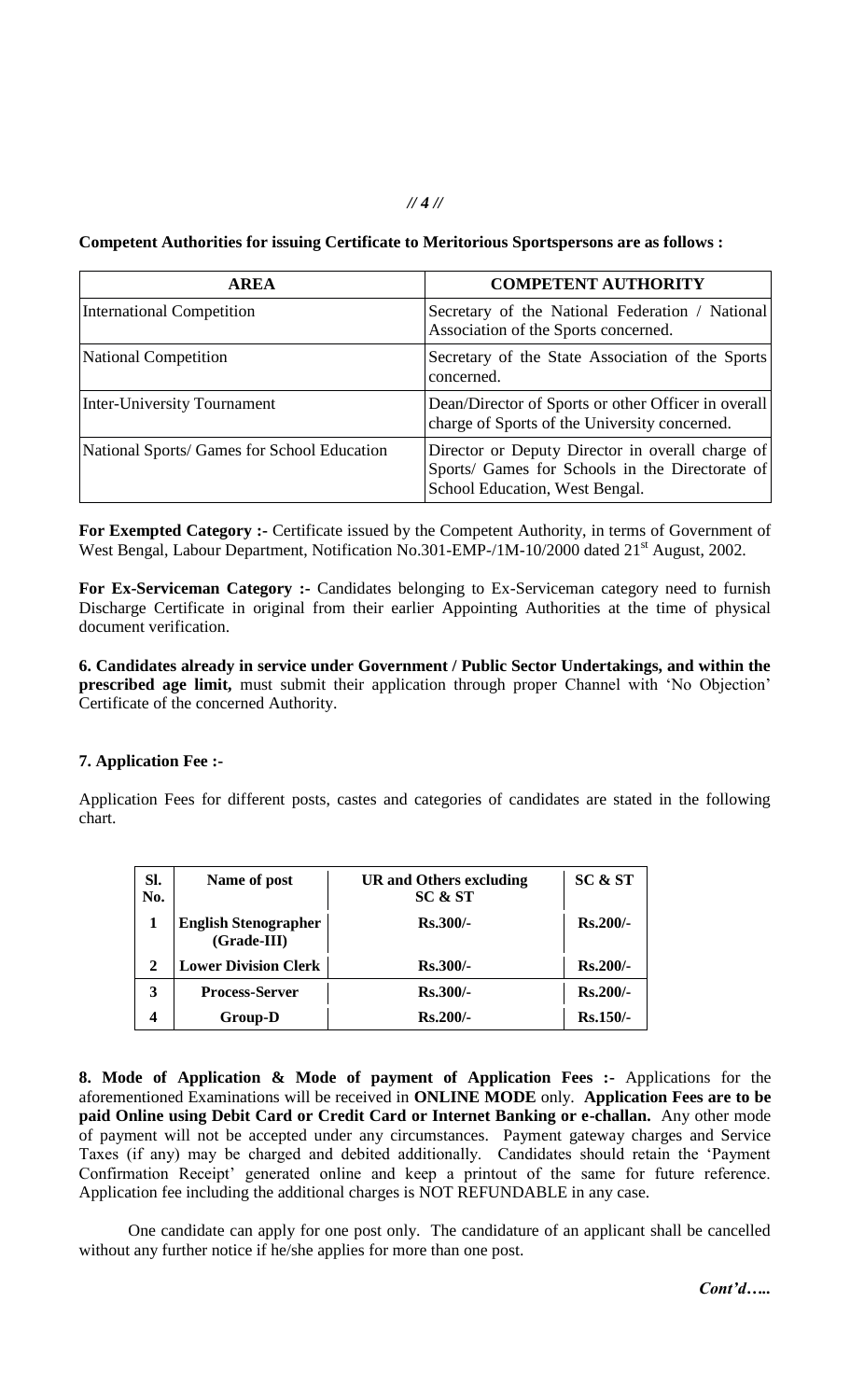**Competent Authorities for issuing Certificate to Meritorious Sportspersons are as follows :**

| AREA | COMPETENT AUTHORITY |
|---|---|
| International Competition | Secretary of the National Federation / National Association of the Sports concerned. |
| National Competition | Secretary of the State Association of the Sports concerned. |
| Inter-University Tournament | Dean/Director of Sports or other Officer in overall charge of Sports of the University concerned. |
| National Sports/ Games for School Education | Director or Deputy Director in overall charge of Sports/ Games for Schools in the Directorate of School Education, West Bengal. |

**For Exempted Category :-** Certificate issued by the Competent Authority, in terms of Government of West Bengal, Labour Department, Notification No.301-EMP-/1M-10/2000 dated 21st August, 2002.

**For Ex-Serviceman Category :-** Candidates belonging to Ex-Serviceman category need to furnish Discharge Certificate in original from their earlier Appointing Authorities at the time of physical document verification.

**6. Candidates already in service under Government / Public Sector Undertakings, and within the prescribed age limit,** must submit their application through proper Channel with 'No Objection' Certificate of the concerned Authority.

**7. Application Fee :-**

Application Fees for different posts, castes and categories of candidates are stated in the following chart.

| Sl. No. | Name of post | UR and Others excluding SC & ST | SC & ST |
|---|---|---|---|
| **1** | **English Stenographer (Grade-III)** | **Rs.300/-** | **Rs.200/-** |
| **2** | **Lower Division Clerk** | **Rs.300/-** | **Rs.200/-** |
| **3** | **Process-Server** | **Rs.300/-** | **Rs.200/-** |
| **4** | **Group-D** | **Rs.200/-** | **Rs.150/-** |

**8. Mode of Application & Mode of payment of Application Fees :-** Applications for the aforementioned Examinations will be received in **ONLINE MODE** only. **Application Fees are to be paid Online using Debit Card or Credit Card or Internet Banking or e-challan.** Any other mode of payment will not be accepted under any circumstances. Payment gateway charges and Service Taxes (if any) may be charged and debited additionally. Candidates should retain the 'Payment Confirmation Receipt' generated online and keep a printout of the same for future reference. Application fee including the additional charges is NOT REFUNDABLE in any case.

One candidate can apply for one post only. The candidature of an applicant shall be cancelled without any further notice if he/she applies for more than one post.

*Cont'd…..*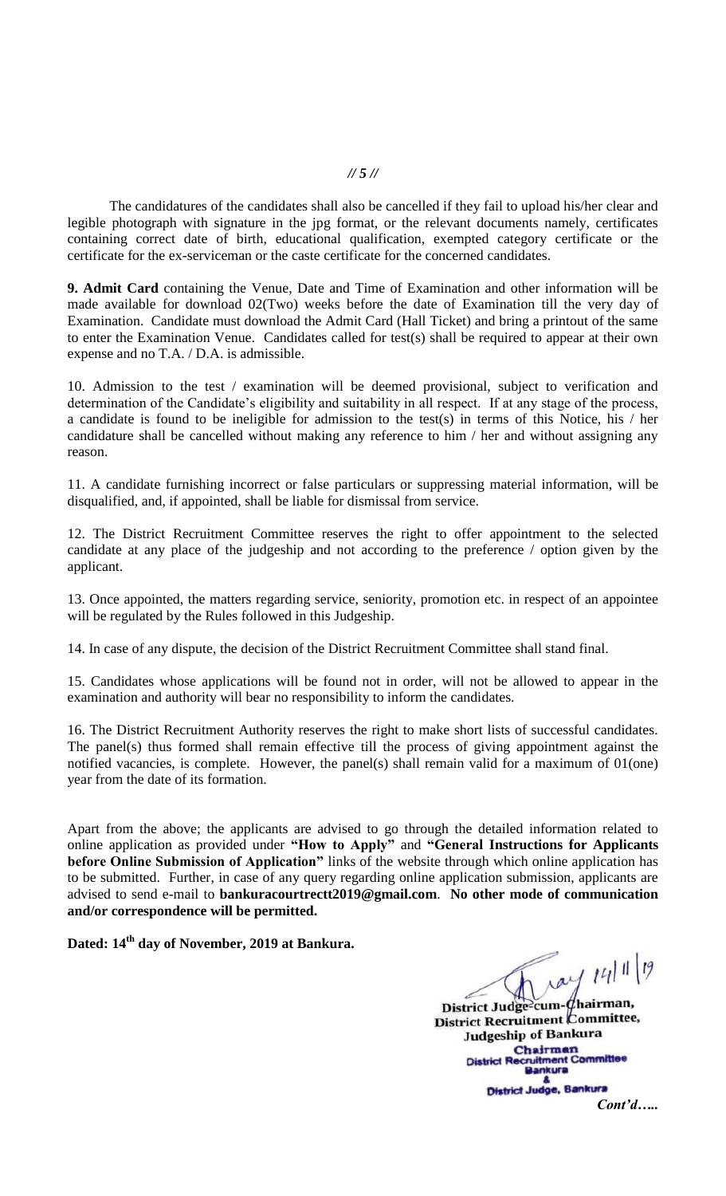The candidatures of the candidates shall also be cancelled if they fail to upload his/her clear and legible photograph with signature in the jpg format, or the relevant documents namely, certificates containing correct date of birth, educational qualification, exempted category certificate or the certificate for the ex-serviceman or the caste certificate for the concerned candidates.

**9. Admit Card** containing the Venue, Date and Time of Examination and other information will be made available for download 02(Two) weeks before the date of Examination till the very day of Examination. Candidate must download the Admit Card (Hall Ticket) and bring a printout of the same to enter the Examination Venue. Candidates called for test(s) shall be required to appear at their own expense and no T.A. / D.A. is admissible.

10. Admission to the test / examination will be deemed provisional, subject to verification and determination of the Candidate's eligibility and suitability in all respect. If at any stage of the process, a candidate is found to be ineligible for admission to the test(s) in terms of this Notice, his / her candidature shall be cancelled without making any reference to him / her and without assigning any reason.

11. A candidate furnishing incorrect or false particulars or suppressing material information, will be disqualified, and, if appointed, shall be liable for dismissal from service.

12. The District Recruitment Committee reserves the right to offer appointment to the selected candidate at any place of the judgeship and not according to the preference / option given by the applicant.

13. Once appointed, the matters regarding service, seniority, promotion etc. in respect of an appointee will be regulated by the Rules followed in this Judgeship.

14. In case of any dispute, the decision of the District Recruitment Committee shall stand final.

15. Candidates whose applications will be found not in order, will not be allowed to appear in the examination and authority will bear no responsibility to inform the candidates.

16. The District Recruitment Authority reserves the right to make short lists of successful candidates. The panel(s) thus formed shall remain effective till the process of giving appointment against the notified vacancies, is complete. However, the panel(s) shall remain valid for a maximum of 01(one) year from the date of its formation.

Apart from the above; the applicants are advised to go through the detailed information related to online application as provided under **"How to Apply"** and **"General Instructions for Applicants before Online Submission of Application"** links of the website through which online application has to be submitted. Further, in case of any query regarding online application submission, applicants are advised to send e-mail to **bankuracourtrectt2019@gmail.com**. **No other mode of communication and/or correspondence will be permitted.**

**Dated: 14th day of November, 2019 at Bankura.**

14/11/19

District Judge-cum-Chairman,
District Recruitment Committee,
Judgeship of Bankura

Chairman
District Recruitment Committee
Bankura
&
District Judge, Bankura

*Cont'd…..*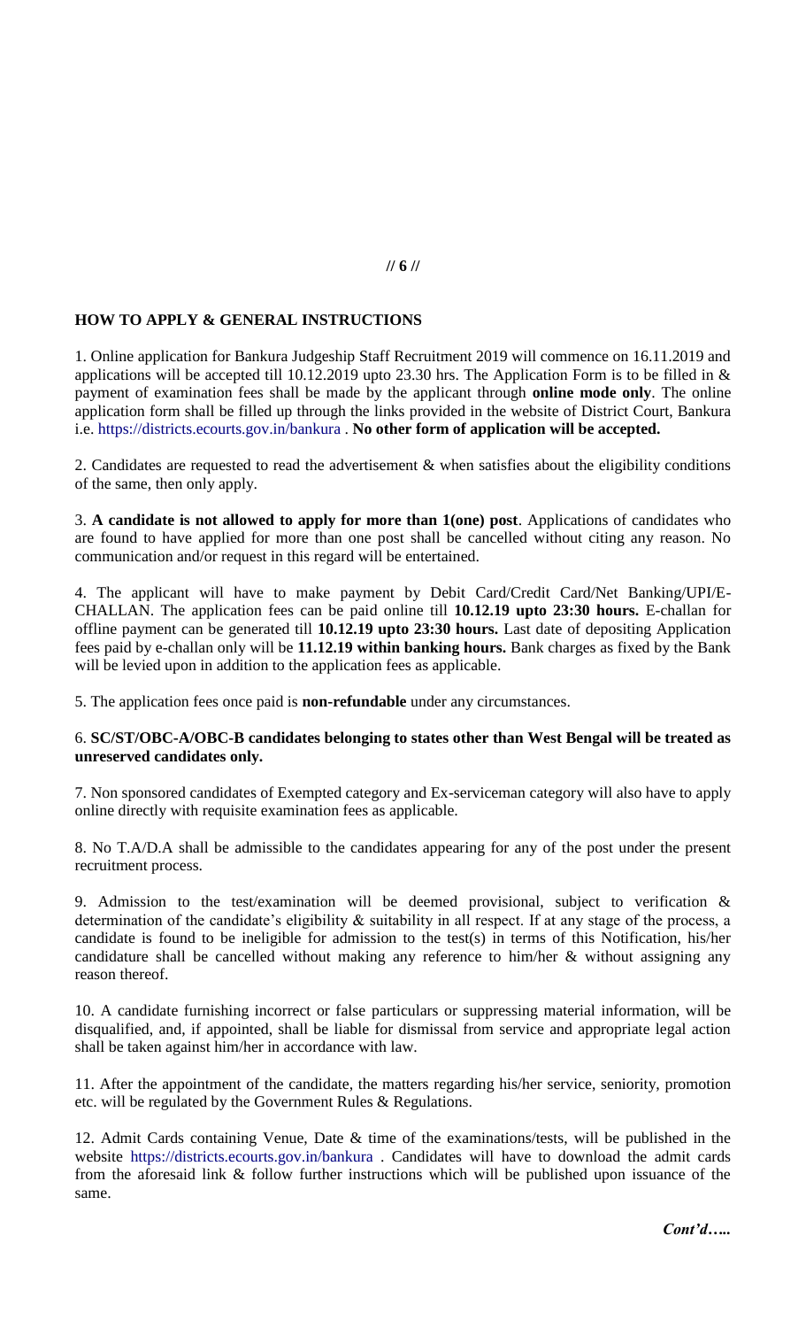## HOW TO APPLY & GENERAL INSTRUCTIONS

1. Online application for Bankura Judgeship Staff Recruitment 2019 will commence on 16.11.2019 and applications will be accepted till 10.12.2019 upto 23.30 hrs. The Application Form is to be filled in & payment of examination fees shall be made by the applicant through **online mode only**. The online application form shall be filled up through the links provided in the website of District Court, Bankura i.e. https://districts.ecourts.gov.in/bankura . **No other form of application will be accepted.**

2. Candidates are requested to read the advertisement & when satisfies about the eligibility conditions of the same, then only apply.

3. **A candidate is not allowed to apply for more than 1(one) post**. Applications of candidates who are found to have applied for more than one post shall be cancelled without citing any reason. No communication and/or request in this regard will be entertained.

4. The applicant will have to make payment by Debit Card/Credit Card/Net Banking/UPI/E-CHALLAN. The application fees can be paid online till **10.12.19 upto 23:30 hours.** E-challan for offline payment can be generated till **10.12.19 upto 23:30 hours.** Last date of depositing Application fees paid by e-challan only will be **11.12.19 within banking hours.** Bank charges as fixed by the Bank will be levied upon in addition to the application fees as applicable.

5. The application fees once paid is **non-refundable** under any circumstances.

6. **SC/ST/OBC-A/OBC-B candidates belonging to states other than West Bengal will be treated as unreserved candidates only.**

7. Non sponsored candidates of Exempted category and Ex-serviceman category will also have to apply online directly with requisite examination fees as applicable.

8. No T.A/D.A shall be admissible to the candidates appearing for any of the post under the present recruitment process.

9. Admission to the test/examination will be deemed provisional, subject to verification & determination of the candidate's eligibility & suitability in all respect. If at any stage of the process, a candidate is found to be ineligible for admission to the test(s) in terms of this Notification, his/her candidature shall be cancelled without making any reference to him/her & without assigning any reason thereof.

10. A candidate furnishing incorrect or false particulars or suppressing material information, will be disqualified, and, if appointed, shall be liable for dismissal from service and appropriate legal action shall be taken against him/her in accordance with law.

11. After the appointment of the candidate, the matters regarding his/her service, seniority, promotion etc. will be regulated by the Government Rules & Regulations.

12. Admit Cards containing Venue, Date & time of the examinations/tests, will be published in the website https://districts.ecourts.gov.in/bankura . Candidates will have to download the admit cards from the aforesaid link & follow further instructions which will be published upon issuance of the same.

***Cont'd…..***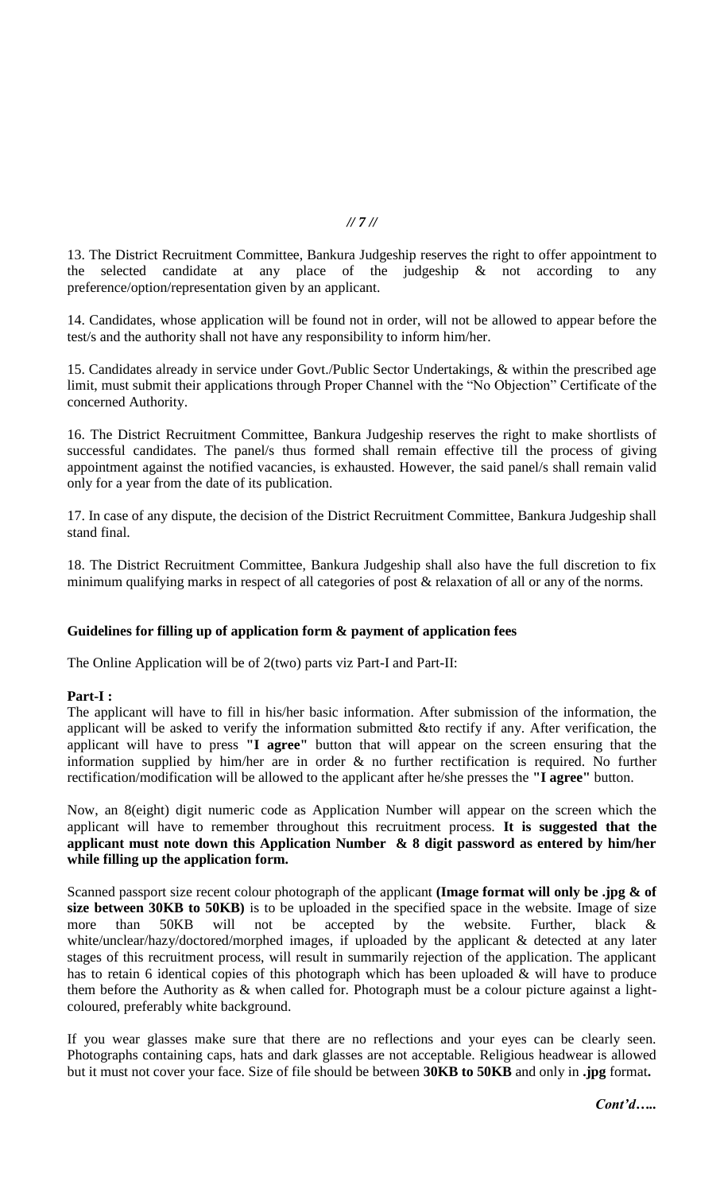13. The District Recruitment Committee, Bankura Judgeship reserves the right to offer appointment to the selected candidate at any place of the judgeship & not according to any preference/option/representation given by an applicant.

14. Candidates, whose application will be found not in order, will not be allowed to appear before the test/s and the authority shall not have any responsibility to inform him/her.

15. Candidates already in service under Govt./Public Sector Undertakings, & within the prescribed age limit, must submit their applications through Proper Channel with the "No Objection" Certificate of the concerned Authority.

16. The District Recruitment Committee, Bankura Judgeship reserves the right to make shortlists of successful candidates. The panel/s thus formed shall remain effective till the process of giving appointment against the notified vacancies, is exhausted. However, the said panel/s shall remain valid only for a year from the date of its publication.

17. In case of any dispute, the decision of the District Recruitment Committee, Bankura Judgeship shall stand final.

18. The District Recruitment Committee, Bankura Judgeship shall also have the full discretion to fix minimum qualifying marks in respect of all categories of post & relaxation of all or any of the norms.

**Guidelines for filling up of application form & payment of application fees**

The Online Application will be of 2(two) parts viz Part-I and Part-II:

**Part-I :**

The applicant will have to fill in his/her basic information. After submission of the information, the applicant will be asked to verify the information submitted &to rectify if any. After verification, the applicant will have to press **"I agree"** button that will appear on the screen ensuring that the information supplied by him/her are in order & no further rectification is required. No further rectification/modification will be allowed to the applicant after he/she presses the **"I agree"** button.

Now, an 8(eight) digit numeric code as Application Number will appear on the screen which the applicant will have to remember throughout this recruitment process. **It is suggested that the applicant must note down this Application Number & 8 digit password as entered by him/her while filling up the application form.**

Scanned passport size recent colour photograph of the applicant **(Image format will only be .jpg & of size between 30KB to 50KB)** is to be uploaded in the specified space in the website. Image of size more than 50KB will not be accepted by the website. Further, black & white/unclear/hazy/doctored/morphed images, if uploaded by the applicant & detected at any later stages of this recruitment process, will result in summarily rejection of the application. The applicant has to retain 6 identical copies of this photograph which has been uploaded & will have to produce them before the Authority as & when called for. Photograph must be a colour picture against a light-coloured, preferably white background.

If you wear glasses make sure that there are no reflections and your eyes can be clearly seen. Photographs containing caps, hats and dark glasses are not acceptable. Religious headwear is allowed but it must not cover your face. Size of file should be between **30KB to 50KB** and only in **.jpg** format**.**

***Cont'd…..***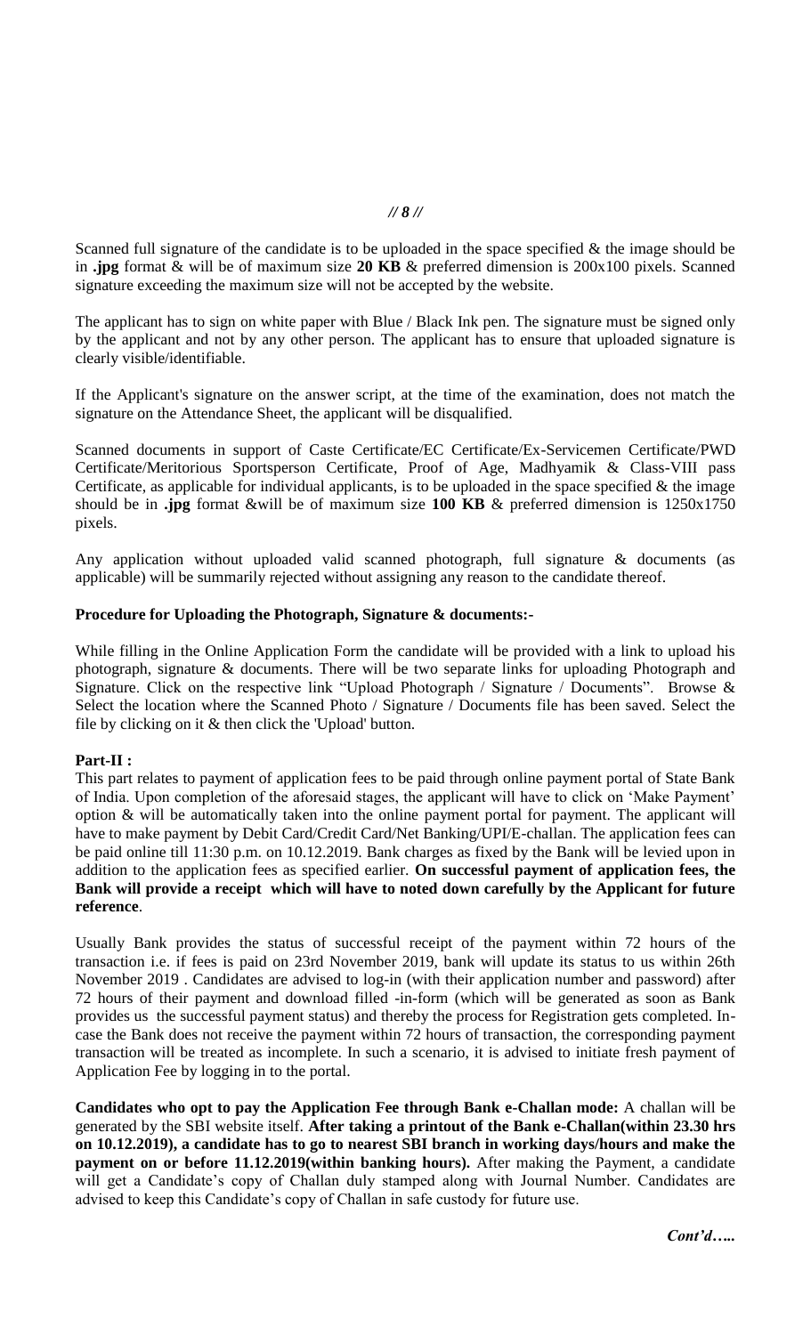Scanned full signature of the candidate is to be uploaded in the space specified & the image should be in **.jpg** format & will be of maximum size **20 KB** & preferred dimension is 200x100 pixels. Scanned signature exceeding the maximum size will not be accepted by the website.

The applicant has to sign on white paper with Blue / Black Ink pen. The signature must be signed only by the applicant and not by any other person. The applicant has to ensure that uploaded signature is clearly visible/identifiable.

If the Applicant's signature on the answer script, at the time of the examination, does not match the signature on the Attendance Sheet, the applicant will be disqualified.

Scanned documents in support of Caste Certificate/EC Certificate/Ex-Servicemen Certificate/PWD Certificate/Meritorious Sportsperson Certificate, Proof of Age, Madhyamik & Class-VIII pass Certificate, as applicable for individual applicants, is to be uploaded in the space specified & the image should be in **.jpg** format &will be of maximum size **100 KB** & preferred dimension is 1250x1750 pixels.

Any application without uploaded valid scanned photograph, full signature & documents (as applicable) will be summarily rejected without assigning any reason to the candidate thereof.

**Procedure for Uploading the Photograph, Signature & documents:-**

While filling in the Online Application Form the candidate will be provided with a link to upload his photograph, signature & documents. There will be two separate links for uploading Photograph and Signature. Click on the respective link "Upload Photograph / Signature / Documents". Browse & Select the location where the Scanned Photo / Signature / Documents file has been saved. Select the file by clicking on it & then click the 'Upload' button.

**Part-II :**

This part relates to payment of application fees to be paid through online payment portal of State Bank of India. Upon completion of the aforesaid stages, the applicant will have to click on 'Make Payment' option & will be automatically taken into the online payment portal for payment. The applicant will have to make payment by Debit Card/Credit Card/Net Banking/UPI/E-challan. The application fees can be paid online till 11:30 p.m. on 10.12.2019. Bank charges as fixed by the Bank will be levied upon in addition to the application fees as specified earlier. **On successful payment of application fees, the Bank will provide a receipt which will have to noted down carefully by the Applicant for future reference**.

Usually Bank provides the status of successful receipt of the payment within 72 hours of the transaction i.e. if fees is paid on 23rd November 2019, bank will update its status to us within 26th November 2019 . Candidates are advised to log-in (with their application number and password) after 72 hours of their payment and download filled -in-form (which will be generated as soon as Bank provides us the successful payment status) and thereby the process for Registration gets completed. In-case the Bank does not receive the payment within 72 hours of transaction, the corresponding payment transaction will be treated as incomplete. In such a scenario, it is advised to initiate fresh payment of Application Fee by logging in to the portal.

**Candidates who opt to pay the Application Fee through Bank e-Challan mode:** A challan will be generated by the SBI website itself. **After taking a printout of the Bank e-Challan(within 23.30 hrs on 10.12.2019), a candidate has to go to nearest SBI branch in working days/hours and make the payment on or before 11.12.2019(within banking hours).** After making the Payment, a candidate will get a Candidate's copy of Challan duly stamped along with Journal Number. Candidates are advised to keep this Candidate's copy of Challan in safe custody for future use.

***Cont'd…..***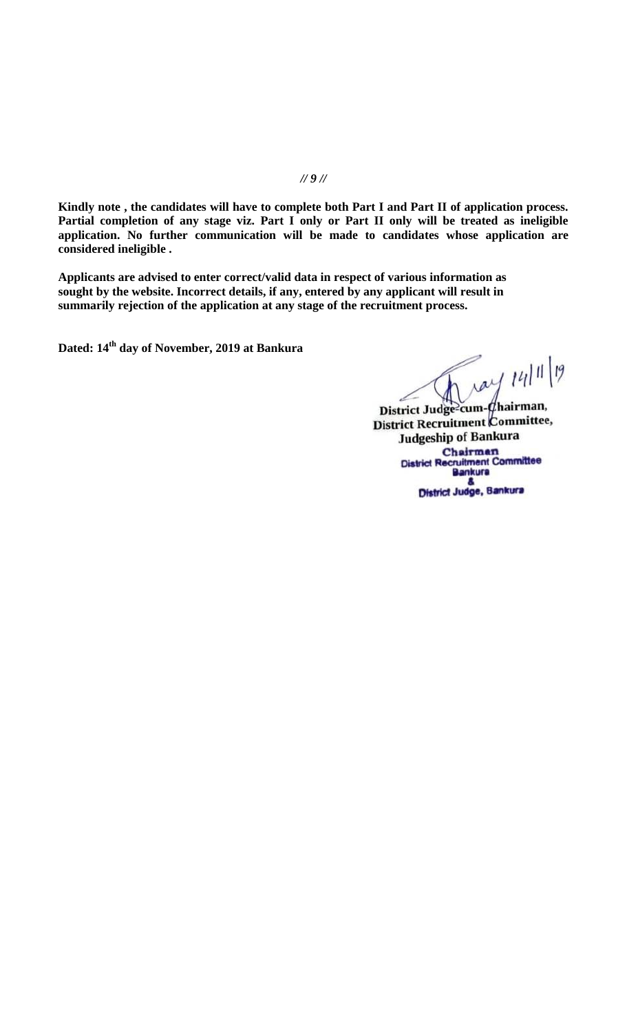**Kindly note , the candidates will have to complete both Part I and Part II of application process. Partial completion of any stage viz. Part I only or Part II only will be treated as ineligible application. No further communication will be made to candidates whose application are considered ineligible .**

**Applicants are advised to enter correct/valid data in respect of various information as sought by the website. Incorrect details, if any, entered by any applicant will result in summarily rejection of the application at any stage of the recruitment process.**

**Dated: 14th day of November, 2019 at Bankura**

14/11/19

District Judge-cum-Chairman,
District Recruitment Committee,
Judgeship of Bankura

Chairman
District Recruitment Committee
Bankura
&
District Judge, Bankura